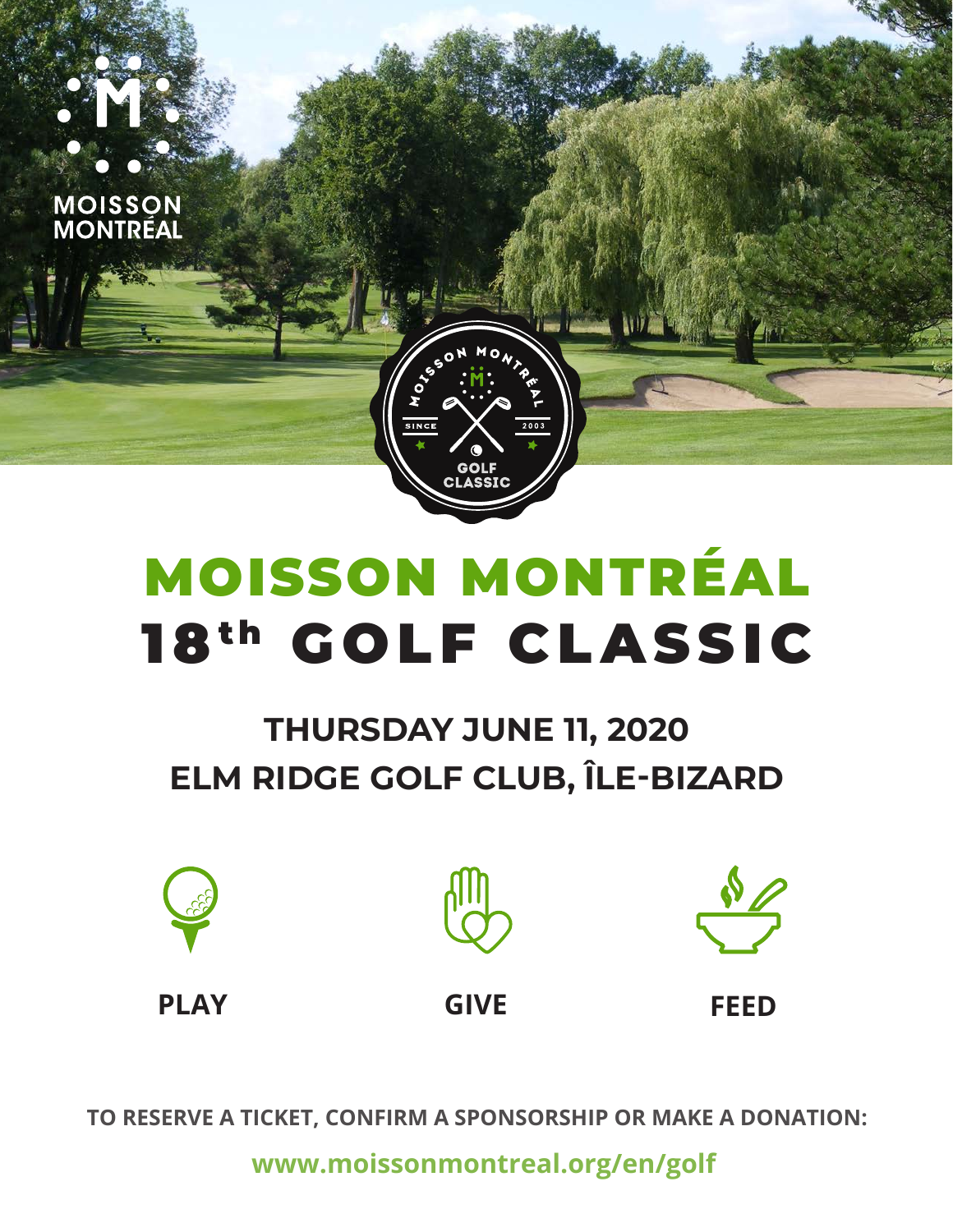MOISSON MONTRÉAL

# MOISSON MONTRÉAL
# 18th GOLF CLASSIC

## THURSDAY JUNE 11, 2020
## ELM RIDGE GOLF CLUB, ÎLE-BIZARD

**PLAY** **GIVE** **FEED**

**TO RESERVE A TICKET, CONFIRM A SPONSORSHIP OR MAKE A DONATION:**

**www.moissonmontreal.org/en/golf**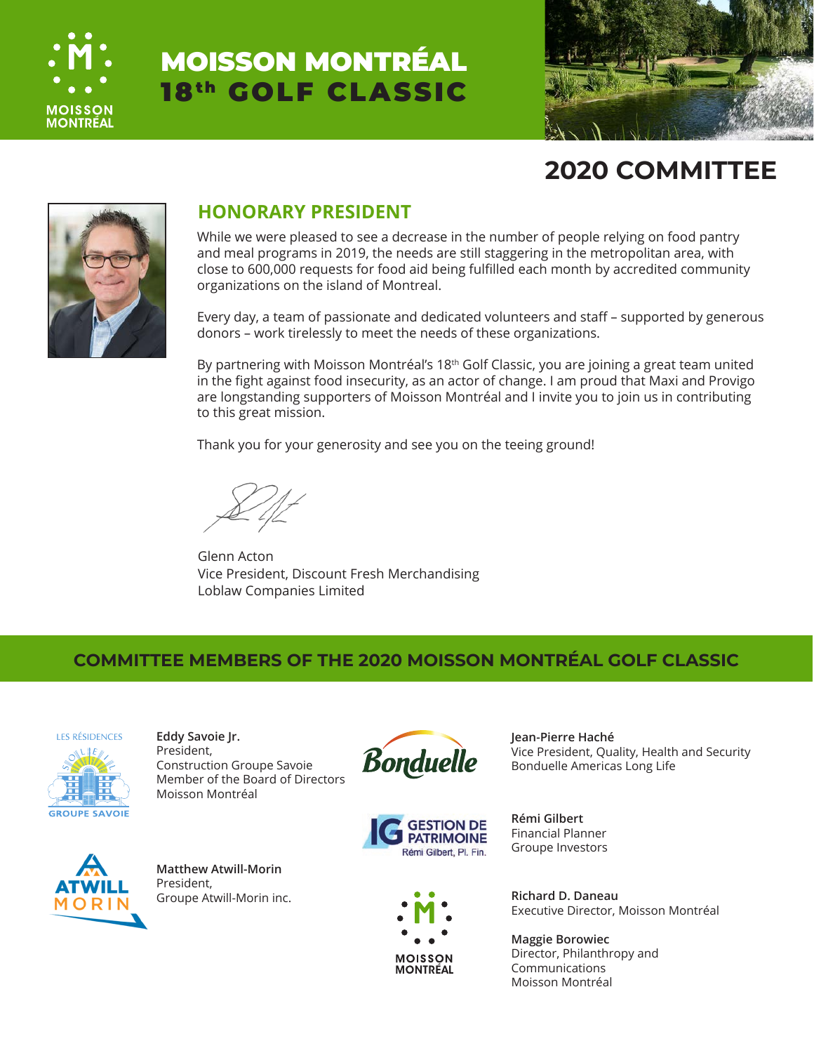# MOISSON MONTRÉAL 18th GOLF CLASSIC

## 2020 COMMITTEE

### HONORARY PRESIDENT

While we were pleased to see a decrease in the number of people relying on food pantry and meal programs in 2019, the needs are still staggering in the metropolitan area, with close to 600,000 requests for food aid being fulfilled each month by accredited community organizations on the island of Montreal.

Every day, a team of passionate and dedicated volunteers and staff – supported by generous donors – work tirelessly to meet the needs of these organizations.

By partnering with Moisson Montréal's 18th Golf Classic, you are joining a great team united in the fight against food insecurity, as an actor of change. I am proud that Maxi and Provigo are longstanding supporters of Moisson Montréal and I invite you to join us in contributing to this great mission.

Thank you for your generosity and see you on the teeing ground!

Glenn Acton
Vice President, Discount Fresh Merchandising
Loblaw Companies Limited

## COMMITTEE MEMBERS OF THE 2020 MOISSON MONTRÉAL GOLF CLASSIC

**Eddy Savoie Jr.**
President,
Construction Groupe Savoie
Member of the Board of Directors
Moisson Montréal

**Matthew Atwill-Morin**
President,
Groupe Atwill-Morin inc.

**Jean-Pierre Haché**
Vice President, Quality, Health and Security
Bonduelle Americas Long Life

**Rémi Gilbert**
Financial Planner
Groupe Investors

**Richard D. Daneau**
Executive Director, Moisson Montréal

**Maggie Borowiec**
Director, Philanthropy and Communications
Moisson Montréal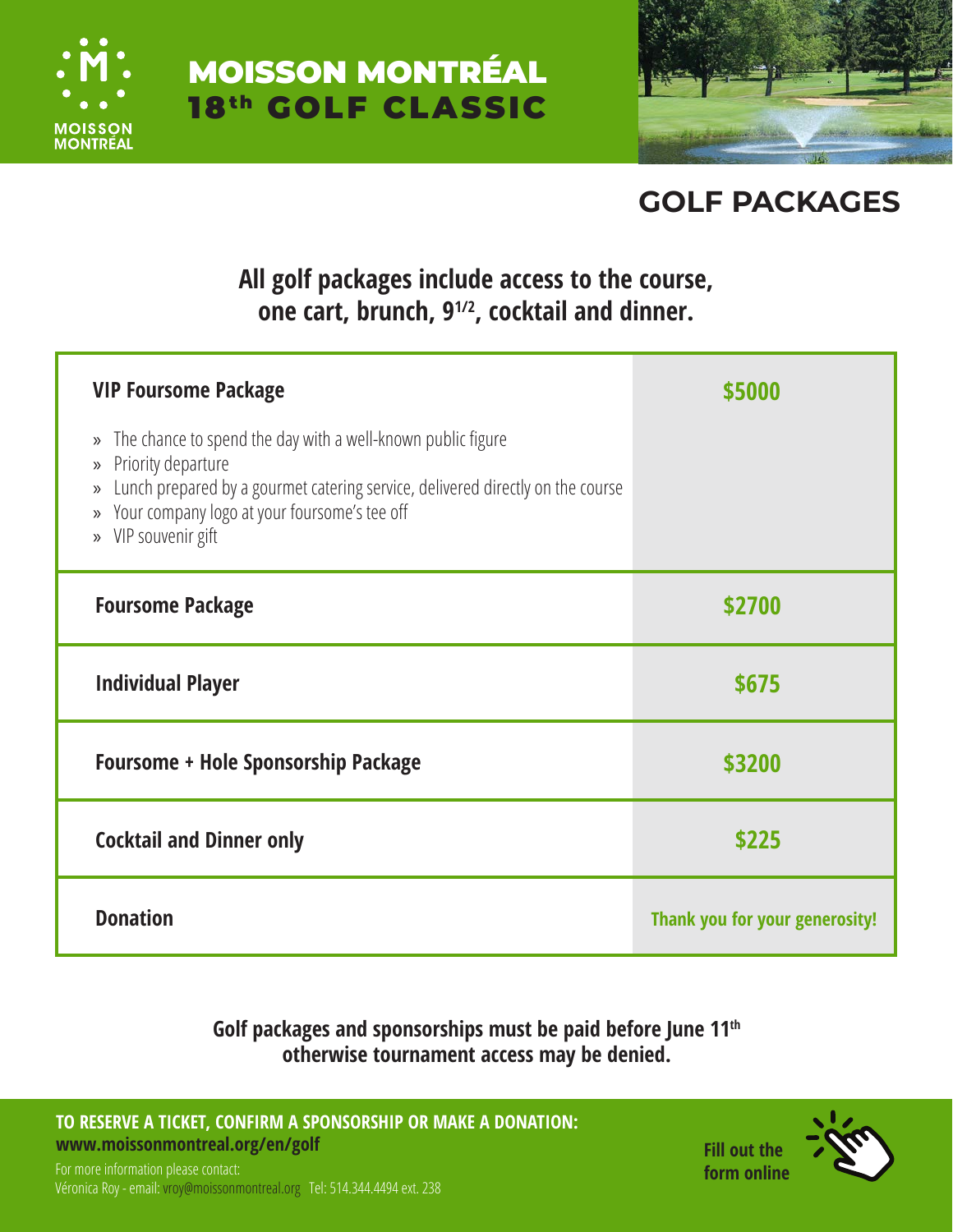# MOISSON MONTRÉAL 18th GOLF CLASSIC

## GOLF PACKAGES

**All golf packages include access to the course, one cart, brunch, 9 1/2, cocktail and dinner.**

| Package | Price |
| --- | --- |
| **VIP Foursome Package**<br>» The chance to spend the day with a well-known public figure<br>» Priority departure<br>» Lunch prepared by a gourmet catering service, delivered directly on the course<br>» Your company logo at your foursome's tee off<br>» VIP souvenir gift | **$5000** |
| **Foursome Package** | **$2700** |
| **Individual Player** | **$675** |
| **Foursome + Hole Sponsorship Package** | **$3200** |
| **Cocktail and Dinner only** | **$225** |
| **Donation** | **Thank you for your generosity!** |

**Golf packages and sponsorships must be paid before June 11th otherwise tournament access may be denied.**

**TO RESERVE A TICKET, CONFIRM A SPONSORSHIP OR MAKE A DONATION:**
**www.moissonmontreal.org/en/golf**

For more information please contact:
Véronica Roy - email: vroy@moissonmontreal.org Tel: 514.344.4494 ext. 238

**Fill out the form online**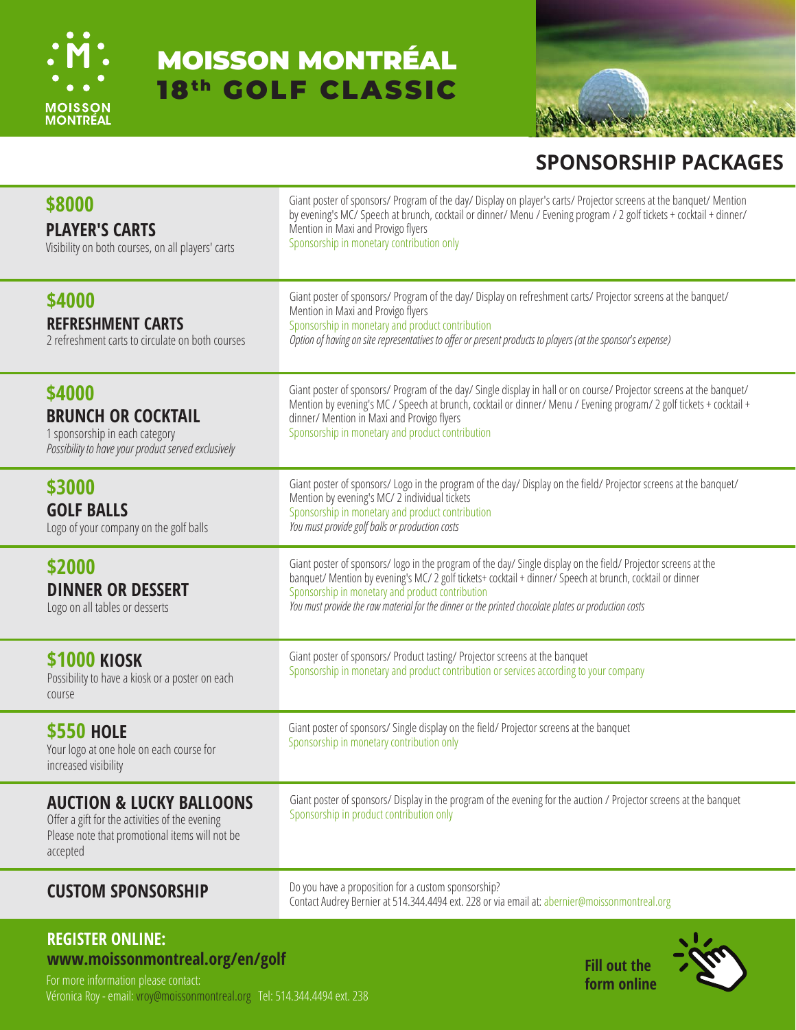# MOISSON MONTRÉAL 18th GOLF CLASSIC

## SPONSORSHIP PACKAGES

| Package | Details |
|---|---|
| **$8000** **PLAYER'S CARTS** Visibility on both courses, on all players' carts | Giant poster of sponsors/ Program of the day/ Display on player's carts/ Projector screens at the banquet/ Mention by evening's MC/ Speech at brunch, cocktail or dinner/ Menu / Evening program / 2 golf tickets + cocktail + dinner/ Mention in Maxi and Provigo flyers Sponsorship in monetary contribution only |
| **$4000** **REFRESHMENT CARTS** 2 refreshment carts to circulate on both courses | Giant poster of sponsors/ Program of the day/ Display on refreshment carts/ Projector screens at the banquet/ Mention in Maxi and Provigo flyers Sponsorship in monetary and product contribution *Option of having on site representatives to offer or present products to players (at the sponsor's expense)* |
| **$4000** **BRUNCH OR COCKTAIL** 1 sponsorship in each category *Possibility to have your product served exclusively* | Giant poster of sponsors/ Program of the day/ Single display in hall or on course/ Projector screens at the banquet/ Mention by evening's MC / Speech at brunch, cocktail or dinner/ Menu / Evening program/ 2 golf tickets + cocktail + dinner/ Mention in Maxi and Provigo flyers Sponsorship in monetary and product contribution |
| **$3000** **GOLF BALLS** Logo of your company on the golf balls | Giant poster of sponsors/ Logo in the program of the day/ Display on the field/ Projector screens at the banquet/ Mention by evening's MC/ 2 individual tickets Sponsorship in monetary and product contribution *You must provide golf balls or production costs* |
| **$2000** **DINNER OR DESSERT** Logo on all tables or desserts | Giant poster of sponsors/ logo in the program of the day/ Single display on the field/ Projector screens at the banquet/ Mention by evening's MC/ 2 golf tickets+ cocktail + dinner/ Speech at brunch, cocktail or dinner Sponsorship in monetary and product contribution *You must provide the raw material for the dinner or the printed chocolate plates or production costs* |
| **$1000 KIOSK** Possibility to have a kiosk or a poster on each course | Giant poster of sponsors/ Product tasting/ Projector screens at the banquet Sponsorship in monetary and product contribution or services according to your company |
| **$550 HOLE** Your logo at one hole on each course for increased visibility | Giant poster of sponsors/ Single display on the field/ Projector screens at the banquet Sponsorship in monetary contribution only |
| **AUCTION & LUCKY BALLOONS** Offer a gift for the activities of the evening Please note that promotional items will not be accepted | Giant poster of sponsors/ Display in the program of the evening for the auction / Projector screens at the banquet Sponsorship in product contribution only |
| **CUSTOM SPONSORSHIP** | Do you have a proposition for a custom sponsorship? Contact Audrey Bernier at 514.344.4494 ext. 228 or via email at: abernier@moissonmontreal.org |

**REGISTER ONLINE:**
**www.moissonmontreal.org/en/golf**

For more information please contact:
Véronica Roy - email: vroy@moissonmontreal.org Tel: 514.344.4494 ext. 238

**Fill out the form online**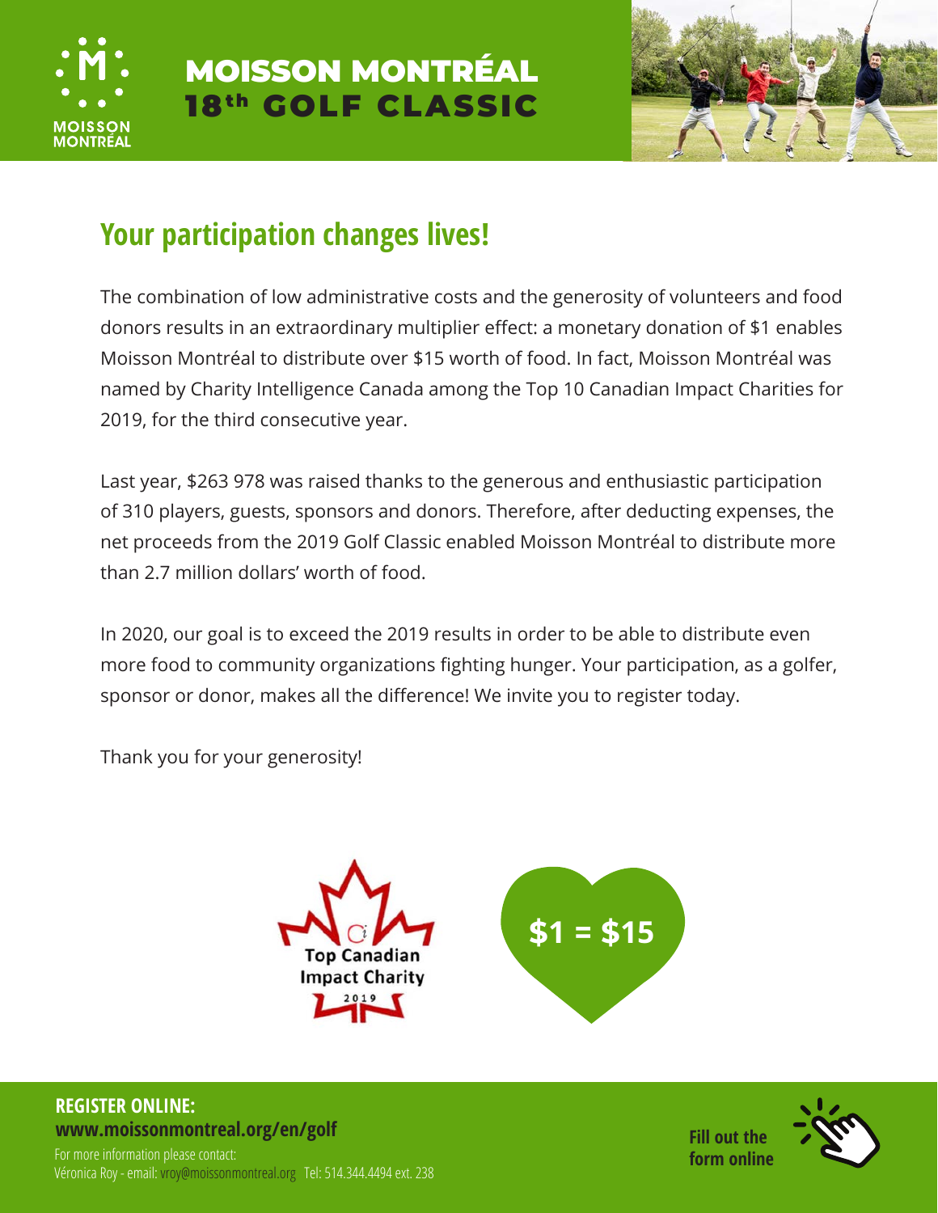# MOISSON MONTRÉAL 18th GOLF CLASSIC

## Your participation changes lives!

The combination of low administrative costs and the generosity of volunteers and food donors results in an extraordinary multiplier effect: a monetary donation of $1 enables Moisson Montréal to distribute over $15 worth of food. In fact, Moisson Montréal was named by Charity Intelligence Canada among the Top 10 Canadian Impact Charities for 2019, for the third consecutive year.

Last year, $263 978 was raised thanks to the generous and enthusiastic participation of 310 players, guests, sponsors and donors. Therefore, after deducting expenses, the net proceeds from the 2019 Golf Classic enabled Moisson Montréal to distribute more than 2.7 million dollars' worth of food.

In 2020, our goal is to exceed the 2019 results in order to be able to distribute even more food to community organizations fighting hunger. Your participation, as a golfer, sponsor or donor, makes all the difference! We invite you to register today.

Thank you for your generosity!

Top Canadian Impact Charity 2019

$1 = $15

**REGISTER ONLINE:**
**www.moissonmontreal.org/en/golf**

For more information please contact:
Véronica Roy - email: vroy@moissonmontreal.org Tel: 514.344.4494 ext. 238

**Fill out the form online**